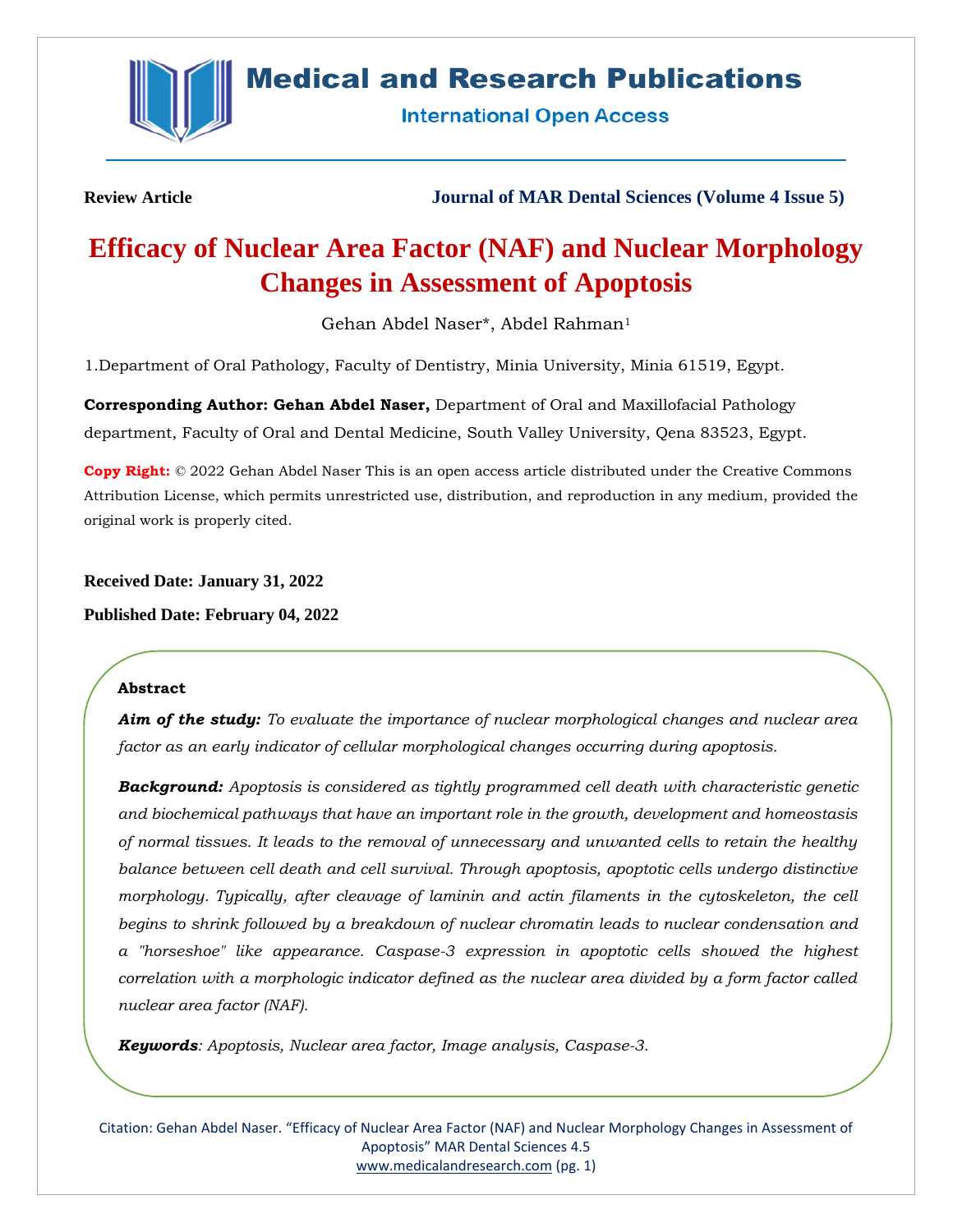Review Article

Journal of MAR Dental Sciences (Volume 4 Issue 5)

# Efficacy of Nuclear Area Factor (NAF) and Nuclear Morphology Changes in Assessment of Apoptosis

Gehan Abdel Naser*, Abdel Rahman[1]

1.Department of Oral Pathology, Faculty of Dentistry, Minia University, Minia 61519, Egypt.

**Corresponding Author: Gehan Abdel Naser,** Department of Oral and Maxillofacial Pathology department, Faculty of Oral and Dental Medicine, South Valley University, Qena 83523, Egypt.

**Copy Right:** © 2022 Gehan Abdel Naser This is an open access article distributed under the Creative Commons Attribution License, which permits unrestricted use, distribution, and reproduction in any medium, provided the original work is properly cited.

**Received Date: January 31, 2022**

**Published Date: February 04, 2022**

## Abstract

***Aim of the study:*** *To evaluate the importance of nuclear morphological changes and nuclear area factor as an early indicator of cellular morphological changes occurring during apoptosis.*

***Background:*** *Apoptosis is considered as tightly programmed cell death with characteristic genetic and biochemical pathways that have an important role in the growth, development and homeostasis of normal tissues. It leads to the removal of unnecessary and unwanted cells to retain the healthy balance between cell death and cell survival. Through apoptosis, apoptotic cells undergo distinctive morphology. Typically, after cleavage of laminin and actin filaments in the cytoskeleton, the cell begins to shrink followed by a breakdown of nuclear chromatin leads to nuclear condensation and a "horseshoe" like appearance. Caspase-3 expression in apoptotic cells showed the highest correlation with a morphologic indicator defined as the nuclear area divided by a form factor called nuclear area factor (NAF).*

***Keywords****: Apoptosis, Nuclear area factor, Image analysis, Caspase-3.*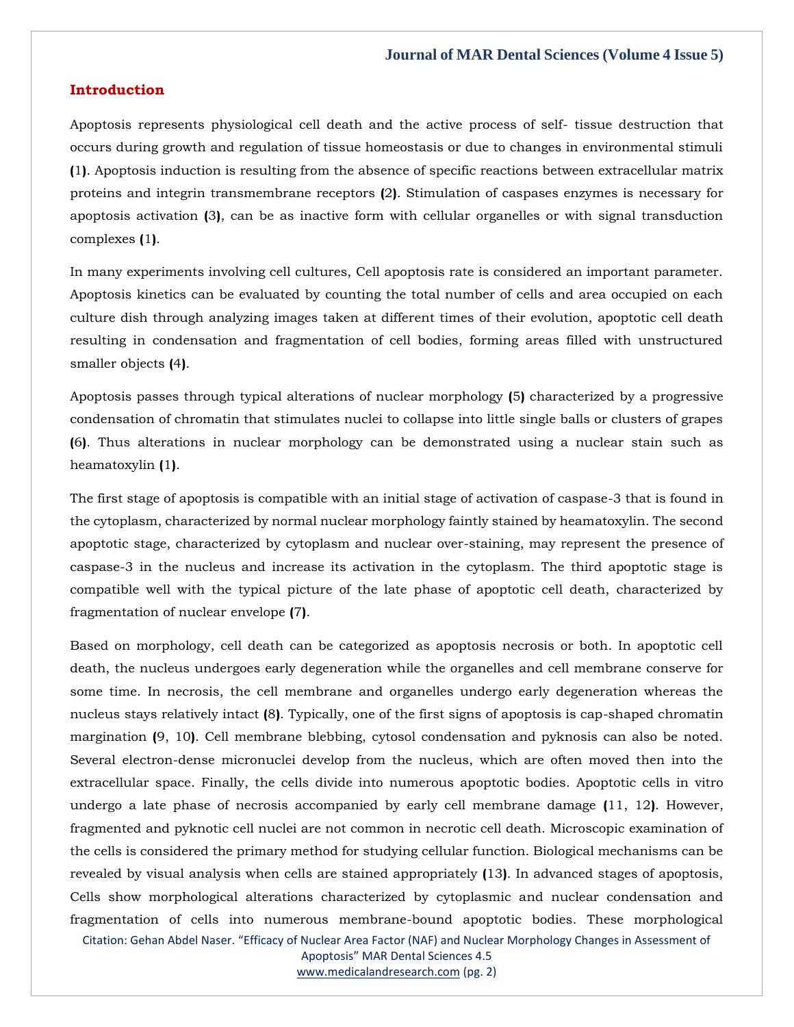## Introduction

Apoptosis represents physiological cell death and the active process of self- tissue destruction that occurs during growth and regulation of tissue homeostasis or due to changes in environmental stimuli (1). Apoptosis induction is resulting from the absence of specific reactions between extracellular matrix proteins and integrin transmembrane receptors (2). Stimulation of caspases enzymes is necessary for apoptosis activation (3), can be as inactive form with cellular organelles or with signal transduction complexes (1).

In many experiments involving cell cultures, Cell apoptosis rate is considered an important parameter. Apoptosis kinetics can be evaluated by counting the total number of cells and area occupied on each culture dish through analyzing images taken at different times of their evolution, apoptotic cell death resulting in condensation and fragmentation of cell bodies, forming areas filled with unstructured smaller objects (4).

Apoptosis passes through typical alterations of nuclear morphology (5) characterized by a progressive condensation of chromatin that stimulates nuclei to collapse into little single balls or clusters of grapes (6). Thus alterations in nuclear morphology can be demonstrated using a nuclear stain such as heamatoxylin (1).

The first stage of apoptosis is compatible with an initial stage of activation of caspase-3 that is found in the cytoplasm, characterized by normal nuclear morphology faintly stained by heamatoxylin. The second apoptotic stage, characterized by cytoplasm and nuclear over-staining, may represent the presence of caspase-3 in the nucleus and increase its activation in the cytoplasm. The third apoptotic stage is compatible well with the typical picture of the late phase of apoptotic cell death, characterized by fragmentation of nuclear envelope (7).

Based on morphology, cell death can be categorized as apoptosis necrosis or both. In apoptotic cell death, the nucleus undergoes early degeneration while the organelles and cell membrane conserve for some time. In necrosis, the cell membrane and organelles undergo early degeneration whereas the nucleus stays relatively intact (8). Typically, one of the first signs of apoptosis is cap-shaped chromatin margination (9, 10). Cell membrane blebbing, cytosol condensation and pyknosis can also be noted. Several electron-dense micronuclei develop from the nucleus, which are often moved then into the extracellular space. Finally, the cells divide into numerous apoptotic bodies. Apoptotic cells in vitro undergo a late phase of necrosis accompanied by early cell membrane damage (11, 12). However, fragmented and pyknotic cell nuclei are not common in necrotic cell death. Microscopic examination of the cells is considered the primary method for studying cellular function. Biological mechanisms can be revealed by visual analysis when cells are stained appropriately (13). In advanced stages of apoptosis, Cells show morphological alterations characterized by cytoplasmic and nuclear condensation and fragmentation of cells into numerous membrane-bound apoptotic bodies. These morphological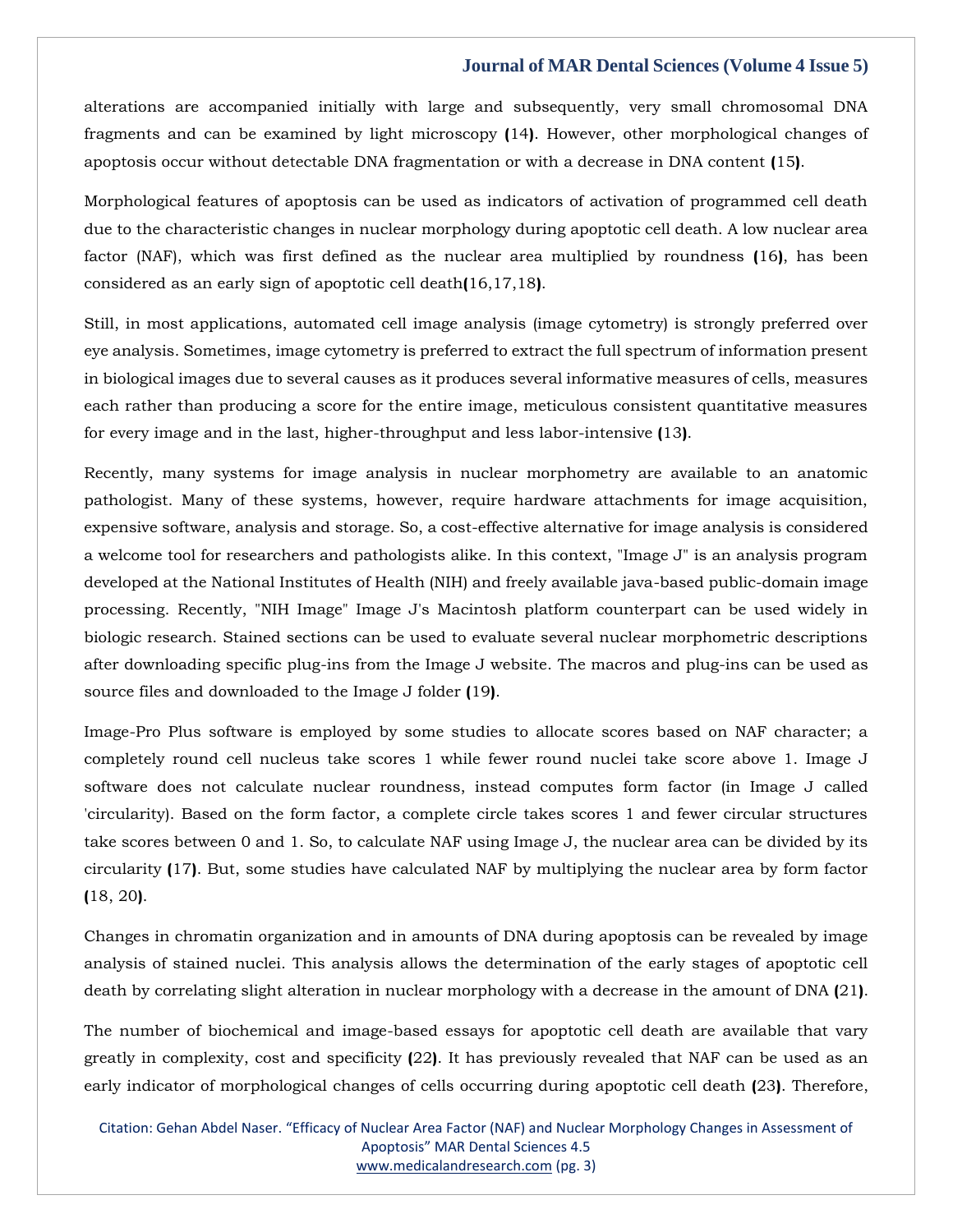alterations are accompanied initially with large and subsequently, very small chromosomal DNA fragments and can be examined by light microscopy (14). However, other morphological changes of apoptosis occur without detectable DNA fragmentation or with a decrease in DNA content (15).

Morphological features of apoptosis can be used as indicators of activation of programmed cell death due to the characteristic changes in nuclear morphology during apoptotic cell death. A low nuclear area factor (NAF), which was first defined as the nuclear area multiplied by roundness (16), has been considered as an early sign of apoptotic cell death(16,17,18).

Still, in most applications, automated cell image analysis (image cytometry) is strongly preferred over eye analysis. Sometimes, image cytometry is preferred to extract the full spectrum of information present in biological images due to several causes as it produces several informative measures of cells, measures each rather than producing a score for the entire image, meticulous consistent quantitative measures for every image and in the last, higher-throughput and less labor-intensive (13).

Recently, many systems for image analysis in nuclear morphometry are available to an anatomic pathologist. Many of these systems, however, require hardware attachments for image acquisition, expensive software, analysis and storage. So, a cost-effective alternative for image analysis is considered a welcome tool for researchers and pathologists alike. In this context, "Image J" is an analysis program developed at the National Institutes of Health (NIH) and freely available java-based public-domain image processing. Recently, "NIH Image" Image J's Macintosh platform counterpart can be used widely in biologic research. Stained sections can be used to evaluate several nuclear morphometric descriptions after downloading specific plug-ins from the Image J website. The macros and plug-ins can be used as source files and downloaded to the Image J folder (19).

Image-Pro Plus software is employed by some studies to allocate scores based on NAF character; a completely round cell nucleus take scores 1 while fewer round nuclei take score above 1. Image J software does not calculate nuclear roundness, instead computes form factor (in Image J called 'circularity). Based on the form factor, a complete circle takes scores 1 and fewer circular structures take scores between 0 and 1. So, to calculate NAF using Image J, the nuclear area can be divided by its circularity (17). But, some studies have calculated NAF by multiplying the nuclear area by form factor (18, 20).

Changes in chromatin organization and in amounts of DNA during apoptosis can be revealed by image analysis of stained nuclei. This analysis allows the determination of the early stages of apoptotic cell death by correlating slight alteration in nuclear morphology with a decrease in the amount of DNA (21).

The number of biochemical and image-based essays for apoptotic cell death are available that vary greatly in complexity, cost and specificity (22). It has previously revealed that NAF can be used as an early indicator of morphological changes of cells occurring during apoptotic cell death (23). Therefore,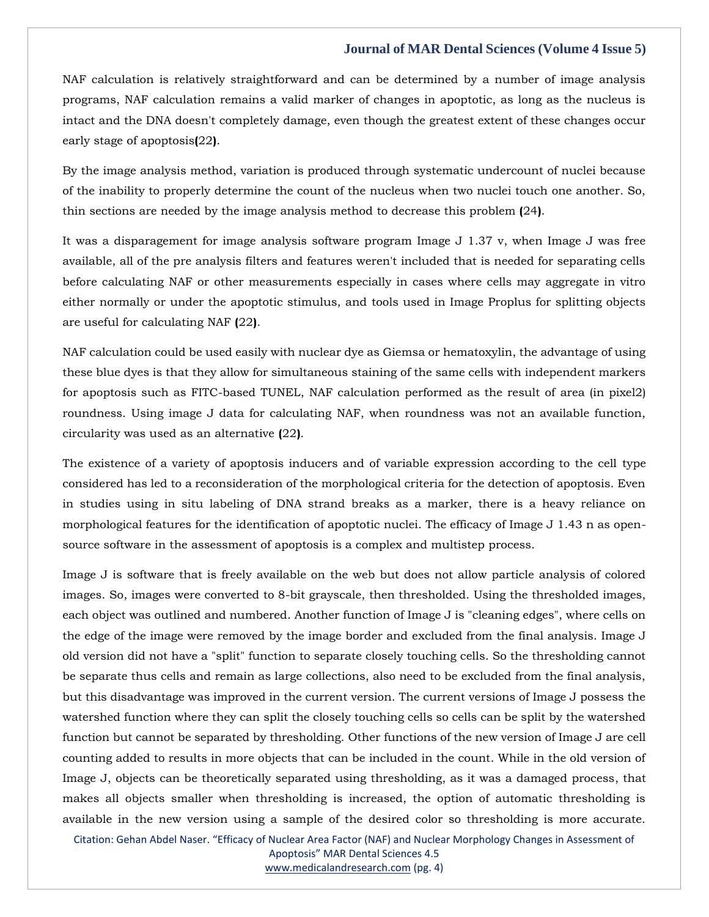NAF calculation is relatively straightforward and can be determined by a number of image analysis programs, NAF calculation remains a valid marker of changes in apoptotic, as long as the nucleus is intact and the DNA doesn't completely damage, even though the greatest extent of these changes occur early stage of apoptosis**(**22**)**.

By the image analysis method, variation is produced through systematic undercount of nuclei because of the inability to properly determine the count of the nucleus when two nuclei touch one another. So, thin sections are needed by the image analysis method to decrease this problem **(**24**)**.

It was a disparagement for image analysis software program Image J 1.37 v, when Image J was free available, all of the pre analysis filters and features weren't included that is needed for separating cells before calculating NAF or other measurements especially in cases where cells may aggregate in vitro either normally or under the apoptotic stimulus, and tools used in Image Proplus for splitting objects are useful for calculating NAF **(**22**)**.

NAF calculation could be used easily with nuclear dye as Giemsa or hematoxylin, the advantage of using these blue dyes is that they allow for simultaneous staining of the same cells with independent markers for apoptosis such as FITC-based TUNEL, NAF calculation performed as the result of area (in pixel2) roundness. Using image J data for calculating NAF, when roundness was not an available function, circularity was used as an alternative **(**22**)**.

The existence of a variety of apoptosis inducers and of variable expression according to the cell type considered has led to a reconsideration of the morphological criteria for the detection of apoptosis. Even in studies using in situ labeling of DNA strand breaks as a marker, there is a heavy reliance on morphological features for the identification of apoptotic nuclei. The efficacy of Image J 1.43 n as open-source software in the assessment of apoptosis is a complex and multistep process.

Image J is software that is freely available on the web but does not allow particle analysis of colored images. So, images were converted to 8-bit grayscale, then thresholded. Using the thresholded images, each object was outlined and numbered. Another function of Image J is "cleaning edges", where cells on the edge of the image were removed by the image border and excluded from the final analysis. Image J old version did not have a "split" function to separate closely touching cells. So the thresholding cannot be separate thus cells and remain as large collections, also need to be excluded from the final analysis, but this disadvantage was improved in the current version. The current versions of Image J possess the watershed function where they can split the closely touching cells so cells can be split by the watershed function but cannot be separated by thresholding. Other functions of the new version of Image J are cell counting added to results in more objects that can be included in the count. While in the old version of Image J, objects can be theoretically separated using thresholding, as it was a damaged process, that makes all objects smaller when thresholding is increased, the option of automatic thresholding is available in the new version using a sample of the desired color so thresholding is more accurate.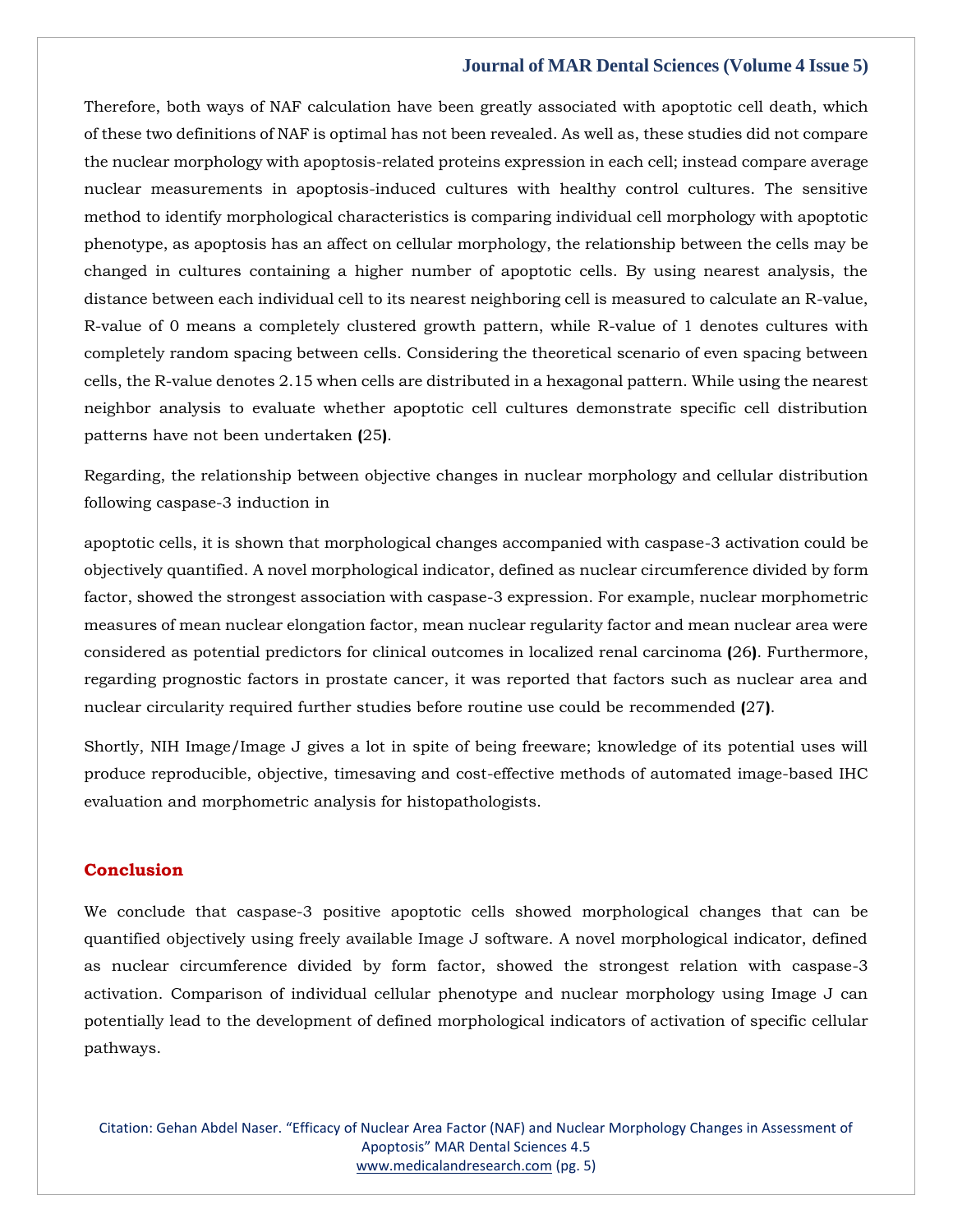Therefore, both ways of NAF calculation have been greatly associated with apoptotic cell death, which of these two definitions of NAF is optimal has not been revealed. As well as, these studies did not compare the nuclear morphology with apoptosis-related proteins expression in each cell; instead compare average nuclear measurements in apoptosis-induced cultures with healthy control cultures. The sensitive method to identify morphological characteristics is comparing individual cell morphology with apoptotic phenotype, as apoptosis has an affect on cellular morphology, the relationship between the cells may be changed in cultures containing a higher number of apoptotic cells. By using nearest analysis, the distance between each individual cell to its nearest neighboring cell is measured to calculate an R-value, R-value of 0 means a completely clustered growth pattern, while R-value of 1 denotes cultures with completely random spacing between cells. Considering the theoretical scenario of even spacing between cells, the R-value denotes 2.15 when cells are distributed in a hexagonal pattern. While using the nearest neighbor analysis to evaluate whether apoptotic cell cultures demonstrate specific cell distribution patterns have not been undertaken (25).

Regarding, the relationship between objective changes in nuclear morphology and cellular distribution following caspase-3 induction in

apoptotic cells, it is shown that morphological changes accompanied with caspase-3 activation could be objectively quantified. A novel morphological indicator, defined as nuclear circumference divided by form factor, showed the strongest association with caspase-3 expression. For example, nuclear morphometric measures of mean nuclear elongation factor, mean nuclear regularity factor and mean nuclear area were considered as potential predictors for clinical outcomes in localized renal carcinoma (26). Furthermore, regarding prognostic factors in prostate cancer, it was reported that factors such as nuclear area and nuclear circularity required further studies before routine use could be recommended (27).

Shortly, NIH Image/Image J gives a lot in spite of being freeware; knowledge of its potential uses will produce reproducible, objective, timesaving and cost-effective methods of automated image-based IHC evaluation and morphometric analysis for histopathologists.

## Conclusion

We conclude that caspase-3 positive apoptotic cells showed morphological changes that can be quantified objectively using freely available Image J software. A novel morphological indicator, defined as nuclear circumference divided by form factor, showed the strongest relation with caspase-3 activation. Comparison of individual cellular phenotype and nuclear morphology using Image J can potentially lead to the development of defined morphological indicators of activation of specific cellular pathways.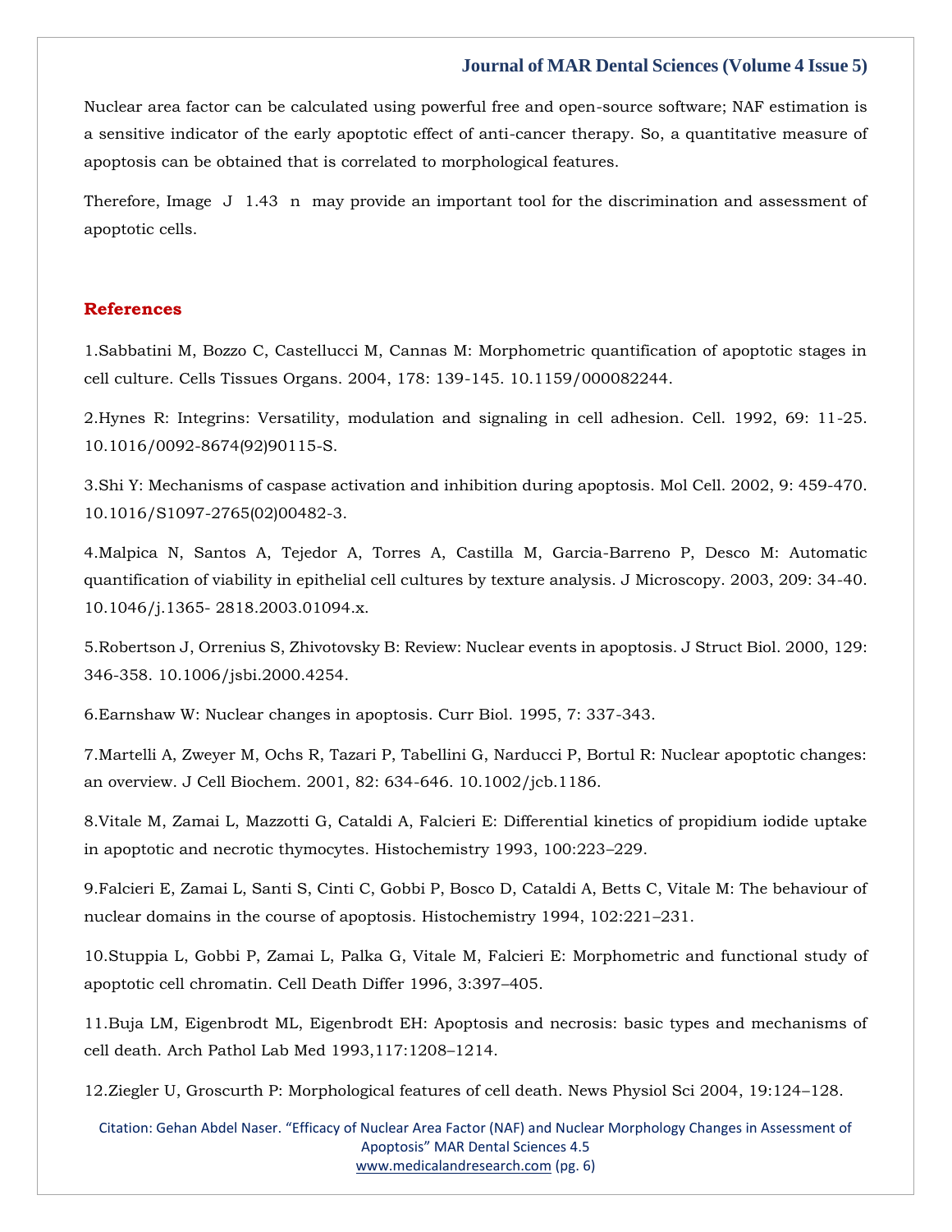Nuclear area factor can be calculated using powerful free and open-source software; NAF estimation is a sensitive indicator of the early apoptotic effect of anti-cancer therapy. So, a quantitative measure of apoptosis can be obtained that is correlated to morphological features.

Therefore, Image J 1.43 n may provide an important tool for the discrimination and assessment of apoptotic cells.

## References

1.Sabbatini M, Bozzo C, Castellucci M, Cannas M: Morphometric quantification of apoptotic stages in cell culture. Cells Tissues Organs. 2004, 178: 139-145. 10.1159/000082244.

2.Hynes R: Integrins: Versatility, modulation and signaling in cell adhesion. Cell. 1992, 69: 11-25. 10.1016/0092-8674(92)90115-S.

3.Shi Y: Mechanisms of caspase activation and inhibition during apoptosis. Mol Cell. 2002, 9: 459-470. 10.1016/S1097-2765(02)00482-3.

4.Malpica N, Santos A, Tejedor A, Torres A, Castilla M, Garcia-Barreno P, Desco M: Automatic quantification of viability in epithelial cell cultures by texture analysis. J Microscopy. 2003, 209: 34-40. 10.1046/j.1365- 2818.2003.01094.x.

5.Robertson J, Orrenius S, Zhivotovsky B: Review: Nuclear events in apoptosis. J Struct Biol. 2000, 129: 346-358. 10.1006/jsbi.2000.4254.

6.Earnshaw W: Nuclear changes in apoptosis. Curr Biol. 1995, 7: 337-343.

7.Martelli A, Zweyer M, Ochs R, Tazari P, Tabellini G, Narducci P, Bortul R: Nuclear apoptotic changes: an overview. J Cell Biochem. 2001, 82: 634-646. 10.1002/jcb.1186.

8.Vitale M, Zamai L, Mazzotti G, Cataldi A, Falcieri E: Differential kinetics of propidium iodide uptake in apoptotic and necrotic thymocytes. Histochemistry 1993, 100:223–229.

9.Falcieri E, Zamai L, Santi S, Cinti C, Gobbi P, Bosco D, Cataldi A, Betts C, Vitale M: The behaviour of nuclear domains in the course of apoptosis. Histochemistry 1994, 102:221–231.

10.Stuppia L, Gobbi P, Zamai L, Palka G, Vitale M, Falcieri E: Morphometric and functional study of apoptotic cell chromatin. Cell Death Differ 1996, 3:397–405.

11.Buja LM, Eigenbrodt ML, Eigenbrodt EH: Apoptosis and necrosis: basic types and mechanisms of cell death. Arch Pathol Lab Med 1993,117:1208–1214.

12.Ziegler U, Groscurth P: Morphological features of cell death. News Physiol Sci 2004, 19:124–128.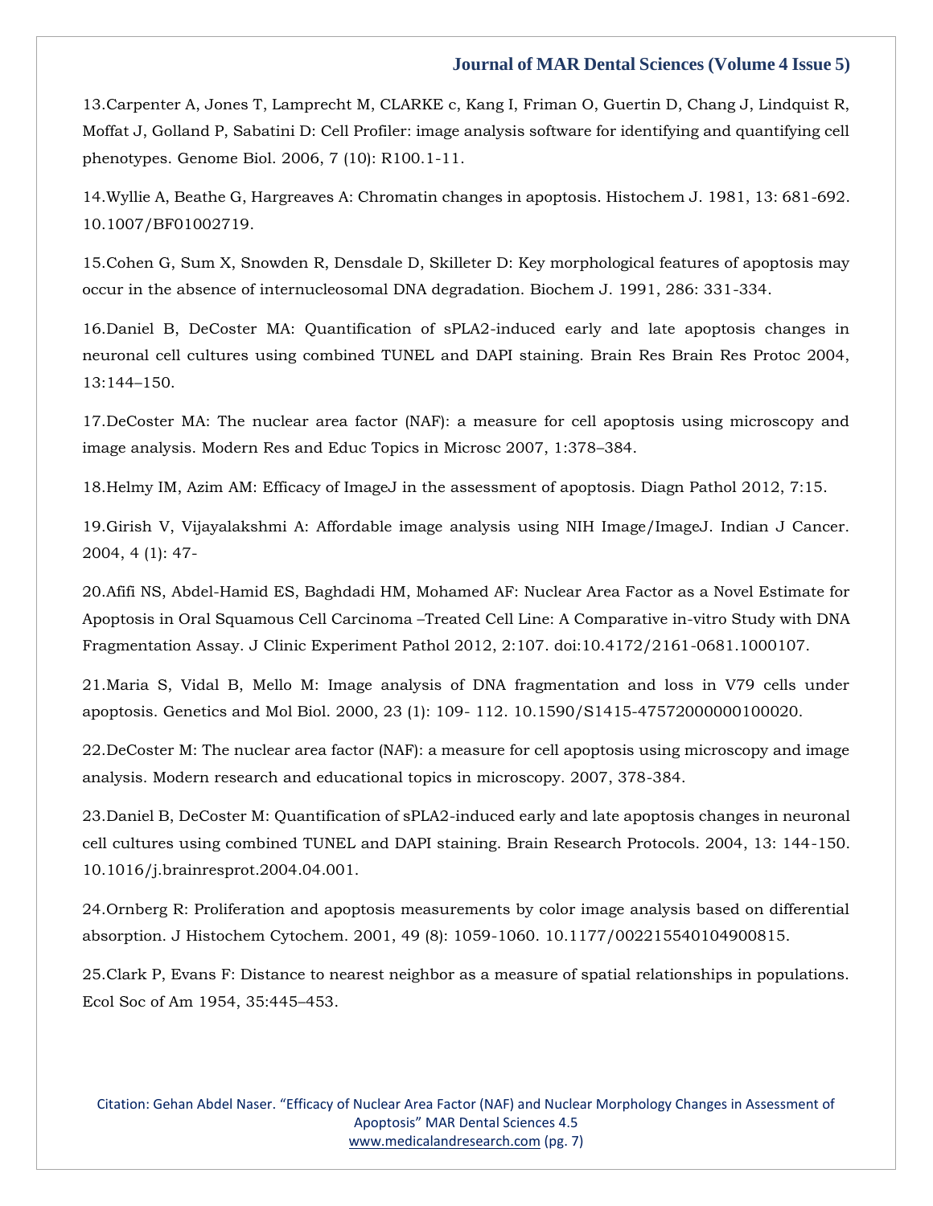13.Carpenter A, Jones T, Lamprecht M, CLARKE c, Kang I, Friman O, Guertin D, Chang J, Lindquist R, Moffat J, Golland P, Sabatini D: Cell Profiler: image analysis software for identifying and quantifying cell phenotypes. Genome Biol. 2006, 7 (10): R100.1-11.

14.Wyllie A, Beathe G, Hargreaves A: Chromatin changes in apoptosis. Histochem J. 1981, 13: 681-692. 10.1007/BF01002719.

15.Cohen G, Sum X, Snowden R, Densdale D, Skilleter D: Key morphological features of apoptosis may occur in the absence of internucleosomal DNA degradation. Biochem J. 1991, 286: 331-334.

16.Daniel B, DeCoster MA: Quantification of sPLA2-induced early and late apoptosis changes in neuronal cell cultures using combined TUNEL and DAPI staining. Brain Res Brain Res Protoc 2004, 13:144–150.

17.DeCoster MA: The nuclear area factor (NAF): a measure for cell apoptosis using microscopy and image analysis. Modern Res and Educ Topics in Microsc 2007, 1:378–384.

18.Helmy IM, Azim AM: Efficacy of ImageJ in the assessment of apoptosis. Diagn Pathol 2012, 7:15.

19.Girish V, Vijayalakshmi A: Affordable image analysis using NIH Image/ImageJ. Indian J Cancer. 2004, 4 (1): 47-

20.Afifi NS, Abdel-Hamid ES, Baghdadi HM, Mohamed AF: Nuclear Area Factor as a Novel Estimate for Apoptosis in Oral Squamous Cell Carcinoma –Treated Cell Line: A Comparative in-vitro Study with DNA Fragmentation Assay. J Clinic Experiment Pathol 2012, 2:107. doi:10.4172/2161-0681.1000107.

21.Maria S, Vidal B, Mello M: Image analysis of DNA fragmentation and loss in V79 cells under apoptosis. Genetics and Mol Biol. 2000, 23 (1): 109- 112. 10.1590/S1415-47572000000100020.

22.DeCoster M: The nuclear area factor (NAF): a measure for cell apoptosis using microscopy and image analysis. Modern research and educational topics in microscopy. 2007, 378-384.

23.Daniel B, DeCoster M: Quantification of sPLA2-induced early and late apoptosis changes in neuronal cell cultures using combined TUNEL and DAPI staining. Brain Research Protocols. 2004, 13: 144-150. 10.1016/j.brainresprot.2004.04.001.

24.Ornberg R: Proliferation and apoptosis measurements by color image analysis based on differential absorption. J Histochem Cytochem. 2001, 49 (8): 1059-1060. 10.1177/002215540104900815.

25.Clark P, Evans F: Distance to nearest neighbor as a measure of spatial relationships in populations. Ecol Soc of Am 1954, 35:445–453.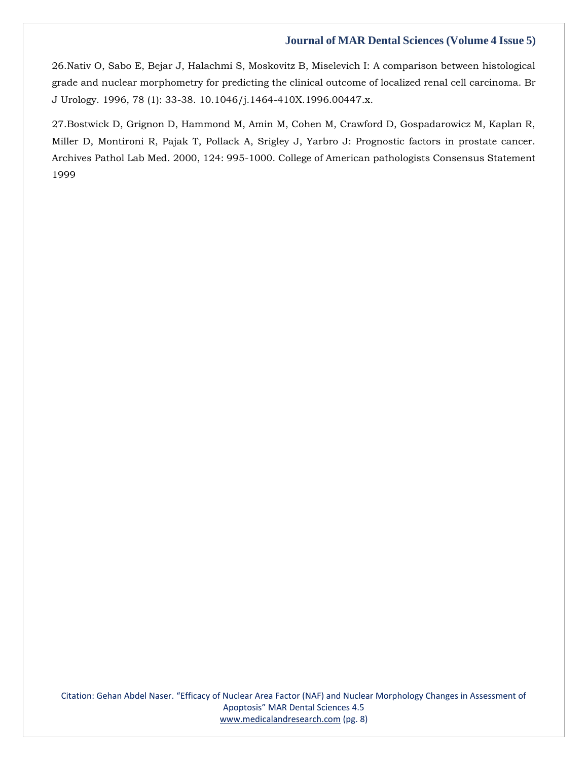26.Nativ O, Sabo E, Bejar J, Halachmi S, Moskovitz B, Miselevich I: A comparison between histological grade and nuclear morphometry for predicting the clinical outcome of localized renal cell carcinoma. Br J Urology. 1996, 78 (1): 33-38. 10.1046/j.1464-410X.1996.00447.x.

27.Bostwick D, Grignon D, Hammond M, Amin M, Cohen M, Crawford D, Gospadarowicz M, Kaplan R, Miller D, Montironi R, Pajak T, Pollack A, Srigley J, Yarbro J: Prognostic factors in prostate cancer. Archives Pathol Lab Med. 2000, 124: 995-1000. College of American pathologists Consensus Statement 1999